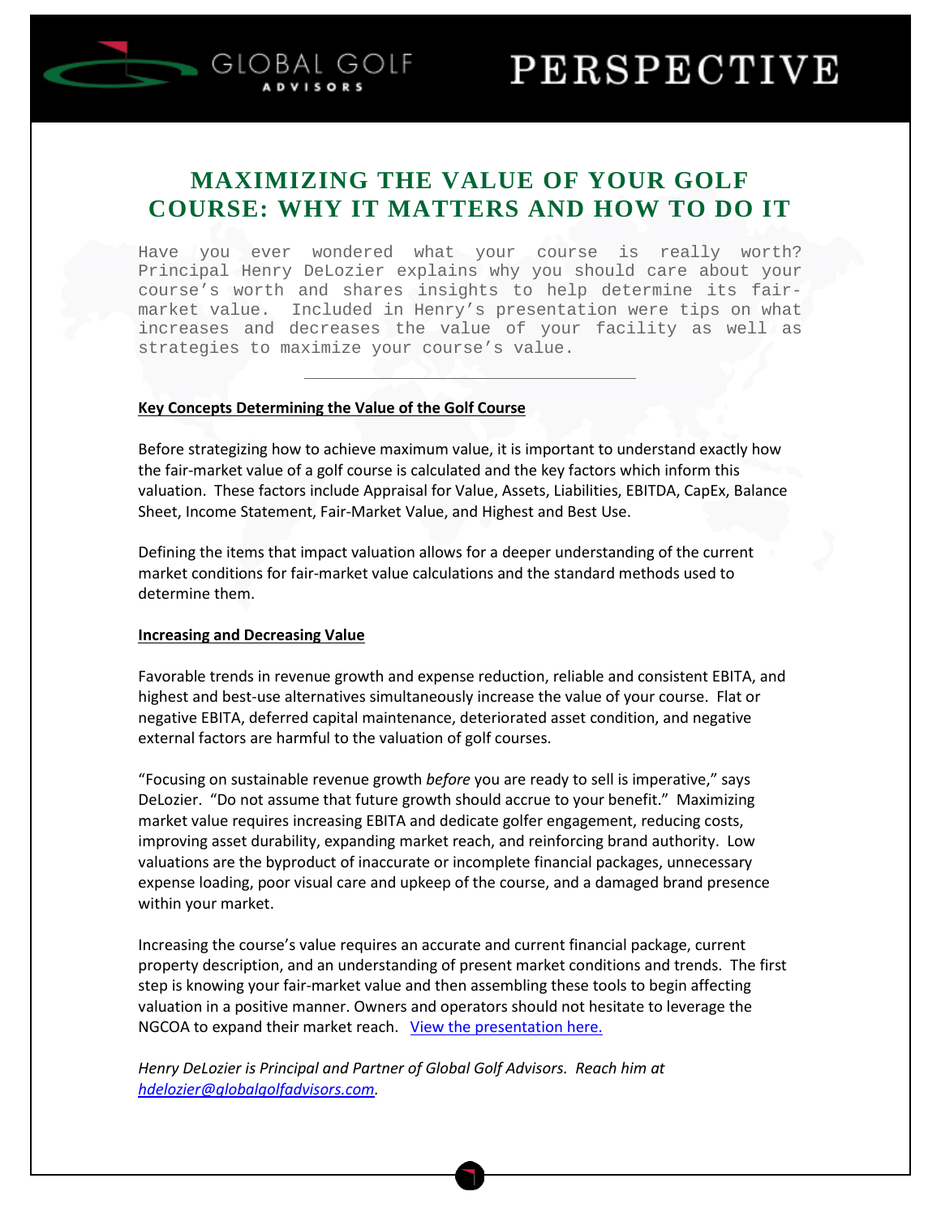# MAXIMIZING THE VALUE OF YOUR GOLF COURSE: WHY IT MATTERS AND HOW TO DO IT

Have you ever wondered what your course is really worth? Principal Henry DeLozier explains why you should care about your course's worth and shares insights to help determine its fair-market value. Included in Henry's presentation were tips on what increases and decreases the value of your facility as well as strategies to maximize your course's value.

---

**Key Concepts Determining the Value of the Golf Course**

Before strategizing how to achieve maximum value, it is important to understand exactly how the fair-market value of a golf course is calculated and the key factors which inform this valuation. These factors include Appraisal for Value, Assets, Liabilities, EBITDA, CapEx, Balance Sheet, Income Statement, Fair-Market Value, and Highest and Best Use.

Defining the items that impact valuation allows for a deeper understanding of the current market conditions for fair-market value calculations and the standard methods used to determine them.

**Increasing and Decreasing Value**

Favorable trends in revenue growth and expense reduction, reliable and consistent EBITA, and highest and best-use alternatives simultaneously increase the value of your course. Flat or negative EBITA, deferred capital maintenance, deteriorated asset condition, and negative external factors are harmful to the valuation of golf courses.

"Focusing on sustainable revenue growth *before* you are ready to sell is imperative," says DeLozier. "Do not assume that future growth should accrue to your benefit." Maximizing market value requires increasing EBITA and dedicate golfer engagement, reducing costs, improving asset durability, expanding market reach, and reinforcing brand authority. Low valuations are the byproduct of inaccurate or incomplete financial packages, unnecessary expense loading, poor visual care and upkeep of the course, and a damaged brand presence within your market.

Increasing the course's value requires an accurate and current financial package, current property description, and an understanding of present market conditions and trends. The first step is knowing your fair-market value and then assembling these tools to begin affecting valuation in a positive manner. Owners and operators should not hesitate to leverage the NGCOA to expand their market reach. View the presentation here.

*Henry DeLozier is Principal and Partner of Global Golf Advisors. Reach him at hdelozier@globalgolfadvisors.com.*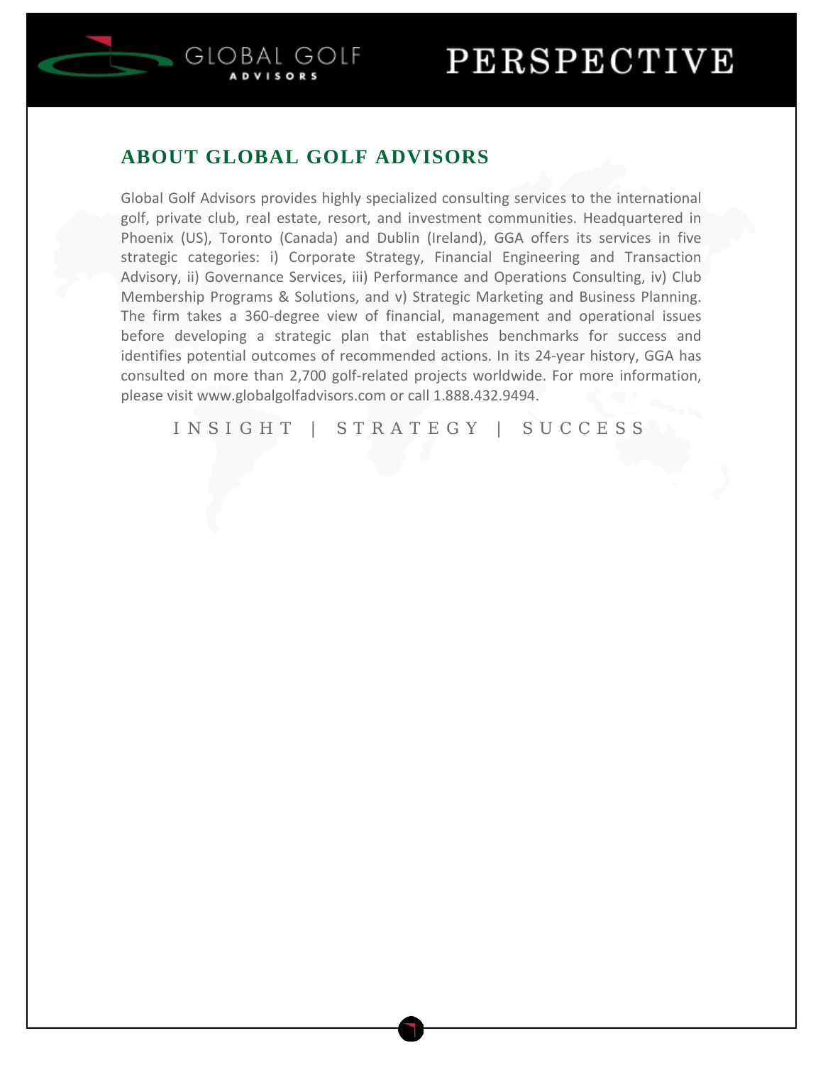## ABOUT GLOBAL GOLF ADVISORS

Global Golf Advisors provides highly specialized consulting services to the international golf, private club, real estate, resort, and investment communities. Headquartered in Phoenix (US), Toronto (Canada) and Dublin (Ireland), GGA offers its services in five strategic categories: i) Corporate Strategy, Financial Engineering and Transaction Advisory, ii) Governance Services, iii) Performance and Operations Consulting, iv) Club Membership Programs & Solutions, and v) Strategic Marketing and Business Planning. The firm takes a 360-degree view of financial, management and operational issues before developing a strategic plan that establishes benchmarks for success and identifies potential outcomes of recommended actions. In its 24-year history, GGA has consulted on more than 2,700 golf-related projects worldwide. For more information, please visit www.globalgolfadvisors.com or call 1.888.432.9494.

INSIGHT | STRATEGY | SUCCESS